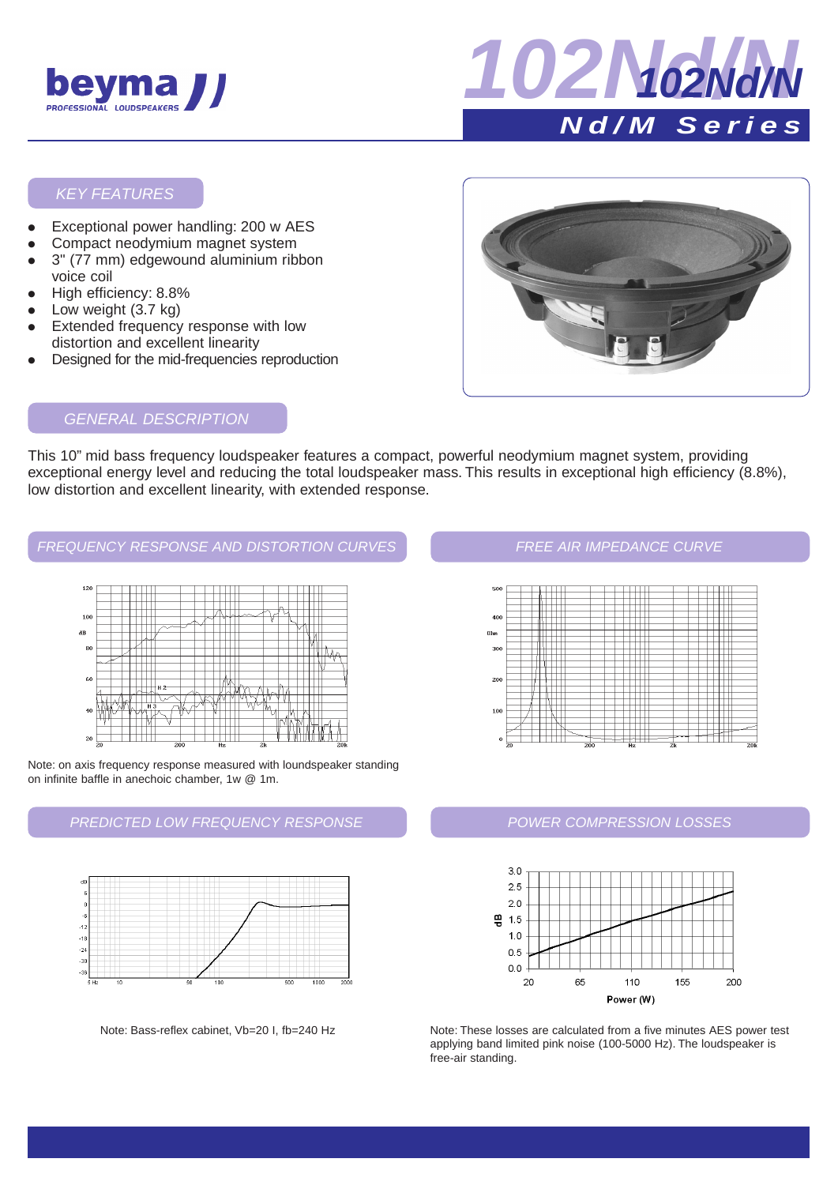# beyma PROFESSIONAL LOUDSPEAKERS

# 102Nd/N

## Nd/M Series

## KEY FEATURES

- Exceptional power handling: 200 w AES
- Compact neodymium magnet system
- 3" (77 mm) edgewound aluminium ribbon voice coil
- High efficiency: 8.8%
- Low weight (3.7 kg)
- Extended frequency response with low distortion and excellent linearity
- Designed for the mid-frequencies reproduction

## GENERAL DESCRIPTION

This 10" mid bass frequency loudspeaker features a compact, powerful neodymium magnet system, providing exceptional energy level and reducing the total loudspeaker mass. This results in exceptional high efficiency (8.8%), low distortion and excellent linearity, with extended response.

## FREQUENCY RESPONSE AND DISTORTION CURVES

Note: on axis frequency response measured with loundspeaker standing on infinite baffle in anechoic chamber, 1w @ 1m.

## FREE AIR IMPEDANCE CURVE

## PREDICTED LOW FREQUENCY RESPONSE

Note: Bass-reflex cabinet, Vb=20 l, fb=240 Hz

## POWER COMPRESSION LOSSES

Note: These losses are calculated from a five minutes AES power test applying band limited pink noise (100-5000 Hz). The loudspeaker is free-air standing.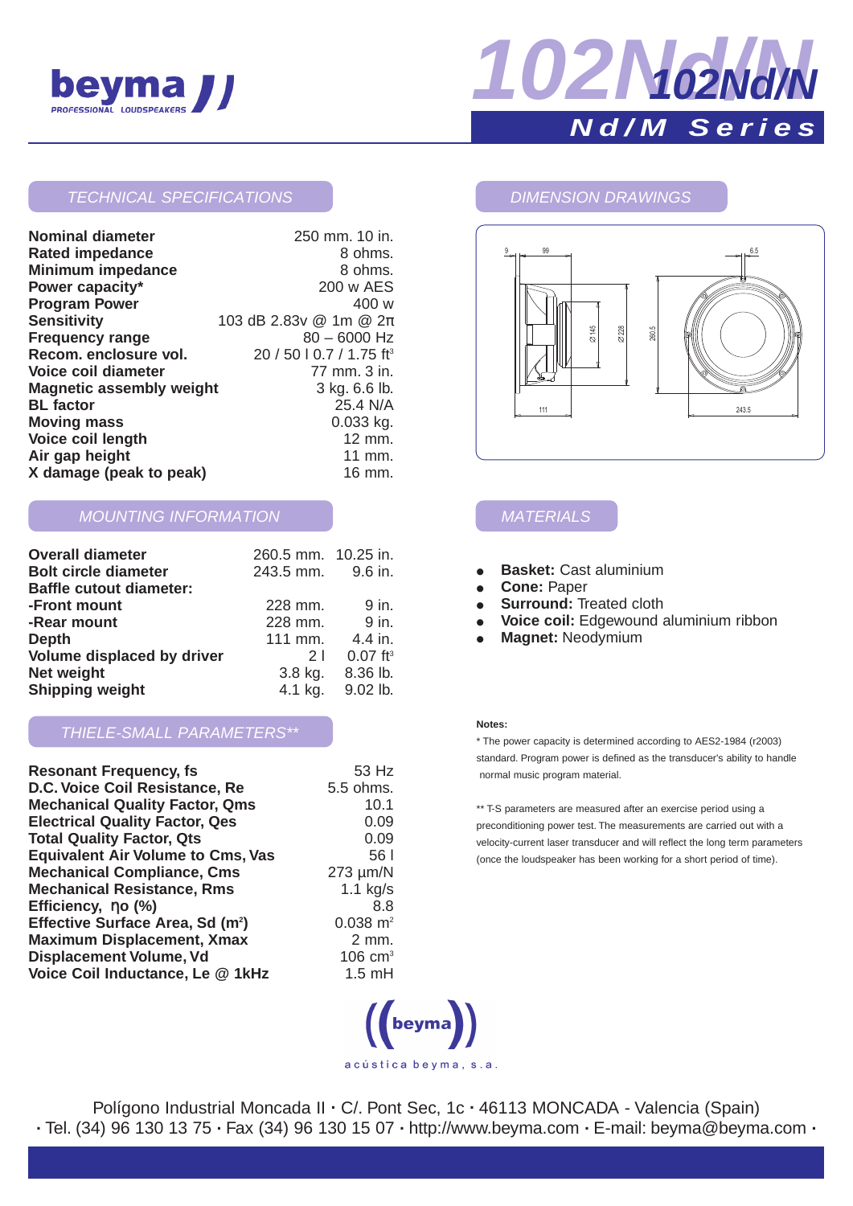# 102Nd/N

## Nd/M Series

### TECHNICAL SPECIFICATIONS

| | |
|---|---|
| **Nominal diameter** | 250 mm. 10 in. |
| **Rated impedance** | 8 ohms. |
| **Minimum impedance** | 8 ohms. |
| **Power capacity*** | 200 w AES |
| **Program Power** | 400 w |
| **Sensitivity** | 103 dB 2.83v @ 1m @ 2π |
| **Frequency range** | 80 – 6000 Hz |
| **Recom. enclosure vol.** | 20 / 50 l 0.7 / 1.75 ft³ |
| **Voice coil diameter** | 77 mm. 3 in. |
| **Magnetic assembly weight** | 3 kg. 6.6 lb. |
| **BL factor** | 25.4 N/A |
| **Moving mass** | 0.033 kg. |
| **Voice coil length** | 12 mm. |
| **Air gap height** | 11 mm. |
| **X damage (peak to peak)** | 16 mm. |

### MOUNTING INFORMATION

| | | |
|---|---|---|
| **Overall diameter** | 260.5 mm. | 10.25 in. |
| **Bolt circle diameter** | 243.5 mm. | 9.6 in. |
| **Baffle cutout diameter:** | | |
| **-Front mount** | 228 mm. | 9 in. |
| **-Rear mount** | 228 mm. | 9 in. |
| **Depth** | 111 mm. | 4.4 in. |
| **Volume displaced by driver** | 2 l | 0.07 ft³ |
| **Net weight** | 3.8 kg. | 8.36 lb. |
| **Shipping weight** | 4.1 kg. | 9.02 lb. |

### THIELE-SMALL PARAMETERS**

| | |
|---|---|
| **Resonant Frequency, fs** | 53 Hz |
| **D.C. Voice Coil Resistance, Re** | 5.5 ohms. |
| **Mechanical Quality Factor, Qms** | 10.1 |
| **Electrical Quality Factor, Qes** | 0.09 |
| **Total Quality Factor, Qts** | 0.09 |
| **Equivalent Air Volume to Cms, Vas** | 56 l |
| **Mechanical Compliance, Cms** | 273 µm/N |
| **Mechanical Resistance, Rms** | 1.1 kg/s |
| **Efficiency, ηo (%)** | 8.8 |
| **Effective Surface Area, Sd (m²)** | 0.038 m² |
| **Maximum Displacement, Xmax** | 2 mm. |
| **Displacement Volume, Vd** | 106 cm³ |
| **Voice Coil Inductance, Le @ 1kHz** | 1.5 mH |

### DIMENSION DRAWINGS

9
99
Ø 145
Ø 228
260.5
6.5
111
243.5

### MATERIALS

- **Basket:** Cast aluminium
- **Cone:** Paper
- **Surround:** Treated cloth
- **Voice coil:** Edgewound aluminium ribbon
- **Magnet:** Neodymium

**Notes:**

* The power capacity is determined according to AES2-1984 (r2003) standard. Program power is defined as the transducer's ability to handle normal music program material.

** T-S parameters are measured after an exercise period using a preconditioning power test. The measurements are carried out with a velocity-current laser transducer and will reflect the long term parameters (once the loudspeaker has been working for a short period of time).

acústica beyma, s.a.

Polígono Industrial Moncada II · C/. Pont Sec, 1c · 46113 MONCADA - Valencia (Spain)
· Tel. (34) 96 130 13 75 · Fax (34) 96 130 15 07 · http://www.beyma.com · E-mail: beyma@beyma.com ·